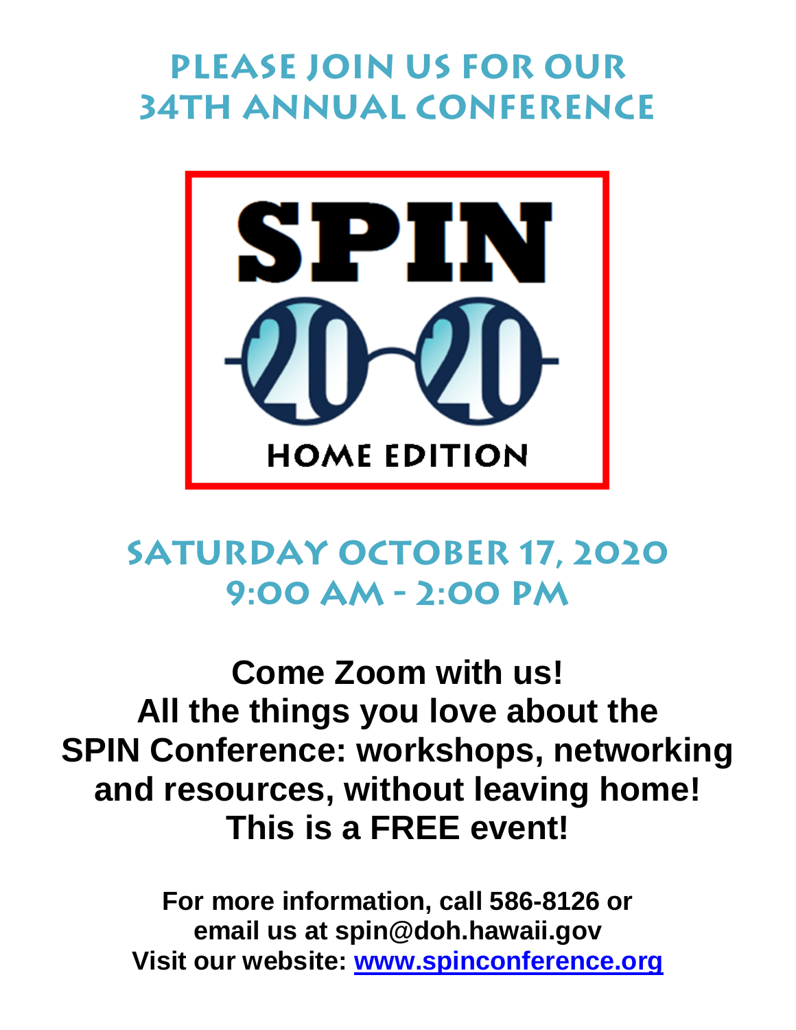# PLEASE JOIN US FOR OUR 34TH ANNUAL CONFERENCE

SPIN 20/20

HOME EDITION

## SATURDAY OCTOBER 17, 2020
## 9:00 AM - 2:00 PM

**Come Zoom with us!**
**All the things you love about the SPIN Conference: workshops, networking and resources, without leaving home!**
**This is a FREE event!**

**For more information, call 586-8126 or email us at spin@doh.hawaii.gov**
**Visit our website: [www.spinconference.org](http://www.spinconference.org)**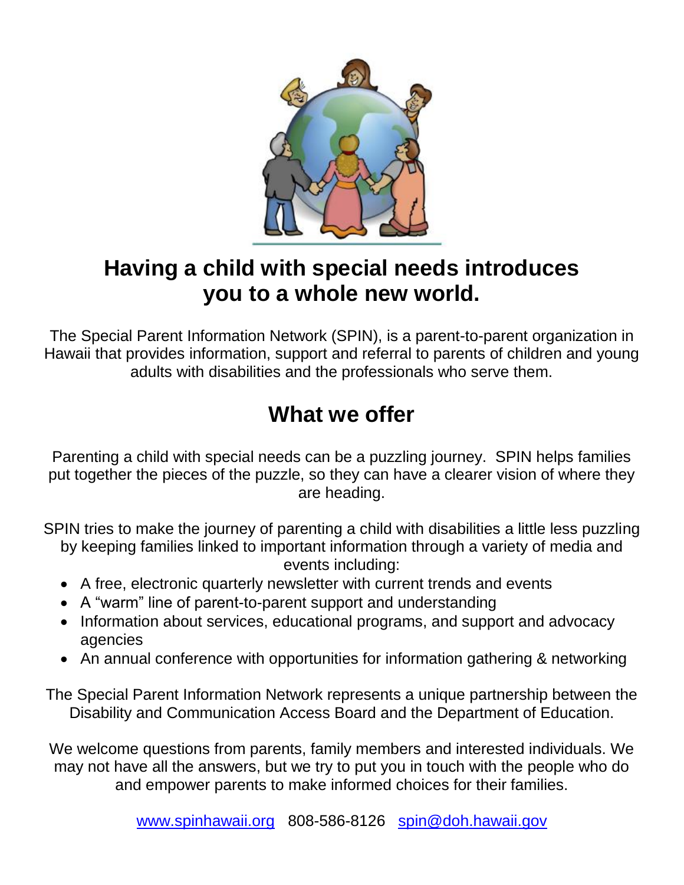## Having a child with special needs introduces you to a whole new world.

The Special Parent Information Network (SPIN), is a parent-to-parent organization in Hawaii that provides information, support and referral to parents of children and young adults with disabilities and the professionals who serve them.

## What we offer

Parenting a child with special needs can be a puzzling journey. SPIN helps families put together the pieces of the puzzle, so they can have a clearer vision of where they are heading.

SPIN tries to make the journey of parenting a child with disabilities a little less puzzling by keeping families linked to important information through a variety of media and events including:

- A free, electronic quarterly newsletter with current trends and events
- A "warm" line of parent-to-parent support and understanding
- Information about services, educational programs, and support and advocacy agencies
- An annual conference with opportunities for information gathering & networking

The Special Parent Information Network represents a unique partnership between the Disability and Communication Access Board and the Department of Education.

We welcome questions from parents, family members and interested individuals. We may not have all the answers, but we try to put you in touch with the people who do and empower parents to make informed choices for their families.

www.spinhawaii.org 808-586-8126 spin@doh.hawaii.gov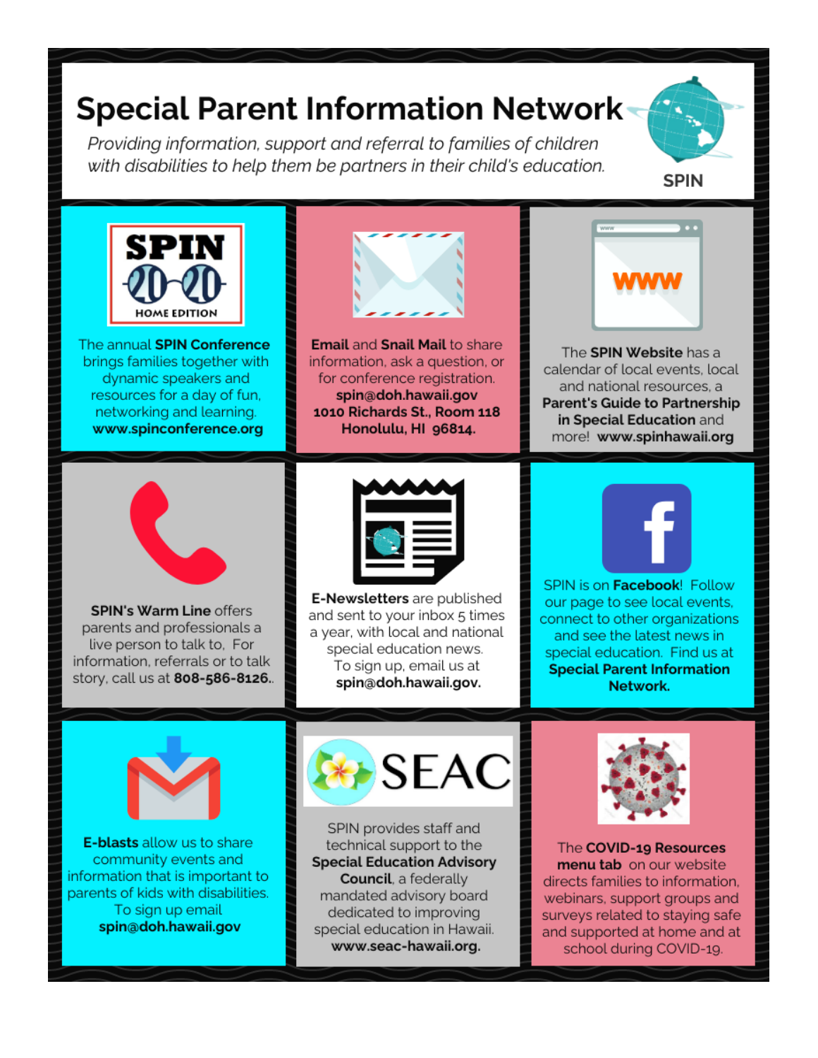# Special Parent Information Network

*Providing information, support and referral to families of children with disabilities to help them be partners in their child's education.*

SPIN

SPIN 20-20 HOME EDITION

The annual **SPIN Conference** brings families together with dynamic speakers and resources for a day of fun, networking and learning. **www.spinconference.org**

**Email** and **Snail Mail** to share information, ask a question, or for conference registration.
**spin@doh.hawaii.gov**
**1010 Richards St., Room 118**
**Honolulu, HI 96814.**

The **SPIN Website** has a calendar of local events, local and national resources, a **Parent's Guide to Partnership in Special Education** and more! **www.spinhawaii.org**

**SPIN's Warm Line** offers parents and professionals a live person to talk to, For information, referrals or to talk story, call us at **808-586-8126.**.

**E-Newsletters** are published and sent to your inbox 5 times a year, with local and national special education news. To sign up, email us at **spin@doh.hawaii.gov.**

SPIN is on **Facebook**! Follow our page to see local events, connect to other organizations and see the latest news in special education. Find us at **Special Parent Information Network.**

**E-blasts** allow us to share community events and information that is important to parents of kids with disabilities. To sign up email **spin@doh.hawaii.gov**

SEAC

SPIN provides staff and technical support to the **Special Education Advisory Council**, a federally mandated advisory board dedicated to improving special education in Hawaii. **www.seac-hawaii.org.**

The **COVID-19 Resources menu tab** on our website directs families to information, webinars, support groups and surveys related to staying safe and supported at home and at school during COVID-19.